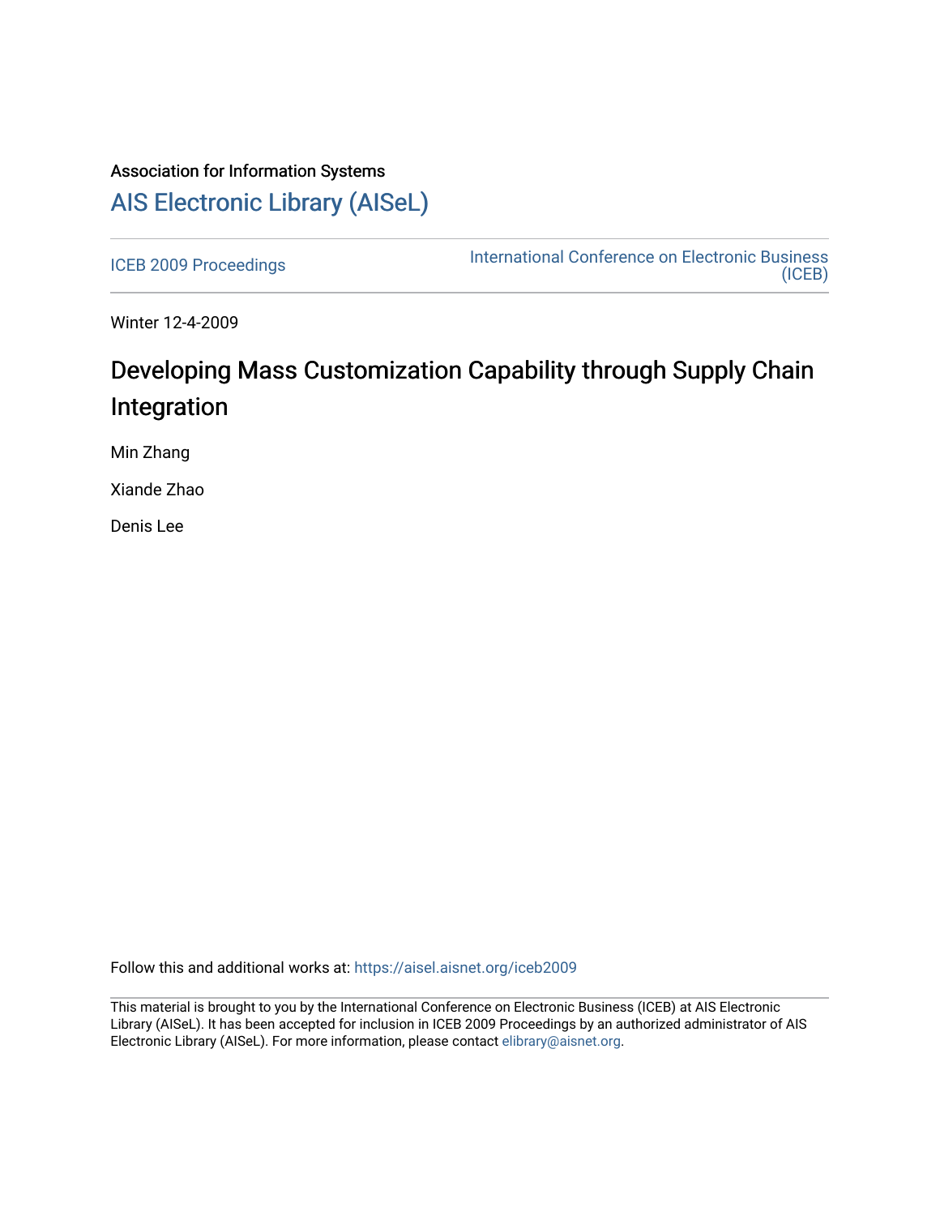Association for Information Systems

# AIS Electronic Library (AISeL)

ICEB 2009 Proceedings

International Conference on Electronic Business (ICEB)

Winter 12-4-2009

# Developing Mass Customization Capability through Supply Chain Integration

Min Zhang

Xiande Zhao

Denis Lee

Follow this and additional works at: https://aisel.aisnet.org/iceb2009

This material is brought to you by the International Conference on Electronic Business (ICEB) at AIS Electronic Library (AISeL). It has been accepted for inclusion in ICEB 2009 Proceedings by an authorized administrator of AIS Electronic Library (AISeL). For more information, please contact elibrary@aisnet.org.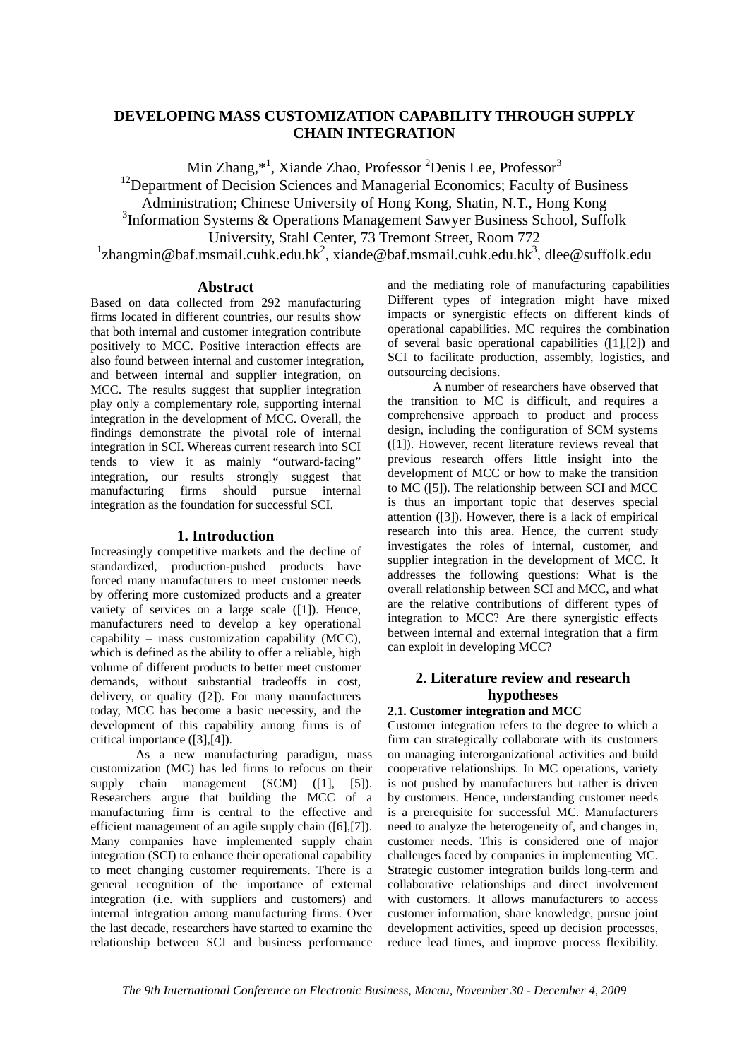# DEVELOPING MASS CUSTOMIZATION CAPABILITY THROUGH SUPPLY CHAIN INTEGRATION

Min Zhang,*[1], Xiande Zhao, Professor [2]Denis Lee, Professor[3]

[12]Department of Decision Sciences and Managerial Economics; Faculty of Business Administration; Chinese University of Hong Kong, Shatin, N.T., Hong Kong

[3]Information Systems & Operations Management Sawyer Business School, Suffolk University, Stahl Center, 73 Tremont Street, Room 772

[1]zhangmin@baf.msmail.cuhk.edu.hk[2], xiande@baf.msmail.cuhk.edu.hk[3], dlee@suffolk.edu

## Abstract

Based on data collected from 292 manufacturing firms located in different countries, our results show that both internal and customer integration contribute positively to MCC. Positive interaction effects are also found between internal and customer integration, and between internal and supplier integration, on MCC. The results suggest that supplier integration play only a complementary role, supporting internal integration in the development of MCC. Overall, the findings demonstrate the pivotal role of internal integration in SCI. Whereas current research into SCI tends to view it as mainly "outward-facing" integration, our results strongly suggest that manufacturing firms should pursue internal integration as the foundation for successful SCI.

## 1. Introduction

Increasingly competitive markets and the decline of standardized, production-pushed products have forced many manufacturers to meet customer needs by offering more customized products and a greater variety of services on a large scale ([1]). Hence, manufacturers need to develop a key operational capability – mass customization capability (MCC), which is defined as the ability to offer a reliable, high volume of different products to better meet customer demands, without substantial tradeoffs in cost, delivery, or quality ([2]). For many manufacturers today, MCC has become a basic necessity, and the development of this capability among firms is of critical importance ([3],[4]).

As a new manufacturing paradigm, mass customization (MC) has led firms to refocus on their supply chain management (SCM) ([1], [5]). Researchers argue that building the MCC of a manufacturing firm is central to the effective and efficient management of an agile supply chain ([6],[7]). Many companies have implemented supply chain integration (SCI) to enhance their operational capability to meet changing customer requirements. There is a general recognition of the importance of external integration (i.e. with suppliers and customers) and internal integration among manufacturing firms. Over the last decade, researchers have started to examine the relationship between SCI and business performance and the mediating role of manufacturing capabilities Different types of integration might have mixed impacts or synergistic effects on different kinds of operational capabilities. MC requires the combination of several basic operational capabilities ([1],[2]) and SCI to facilitate production, assembly, logistics, and outsourcing decisions.

A number of researchers have observed that the transition to MC is difficult, and requires a comprehensive approach to product and process design, including the configuration of SCM systems ([1]). However, recent literature reviews reveal that previous research offers little insight into the development of MCC or how to make the transition to MC ([5]). The relationship between SCI and MCC is thus an important topic that deserves special attention ([3]). However, there is a lack of empirical research into this area. Hence, the current study investigates the roles of internal, customer, and supplier integration in the development of MCC. It addresses the following questions: What is the overall relationship between SCI and MCC, and what are the relative contributions of different types of integration to MCC? Are there synergistic effects between internal and external integration that a firm can exploit in developing MCC?

## 2. Literature review and research hypotheses

### 2.1. Customer integration and MCC

Customer integration refers to the degree to which a firm can strategically collaborate with its customers on managing interorganizational activities and build cooperative relationships. In MC operations, variety is not pushed by manufacturers but rather is driven by customers. Hence, understanding customer needs is a prerequisite for successful MC. Manufacturers need to analyze the heterogeneity of, and changes in, customer needs. This is considered one of major challenges faced by companies in implementing MC. Strategic customer integration builds long-term and collaborative relationships and direct involvement with customers. It allows manufacturers to access customer information, share knowledge, pursue joint development activities, speed up decision processes, reduce lead times, and improve process flexibility.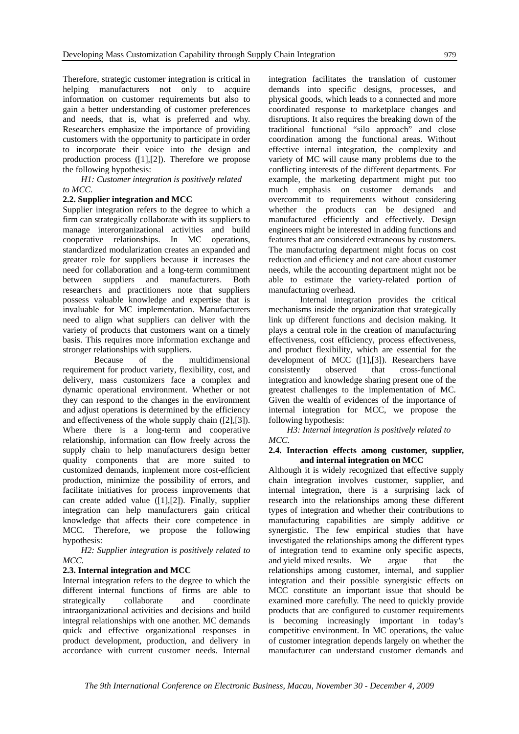Therefore, strategic customer integration is critical in helping manufacturers not only to acquire information on customer requirements but also to gain a better understanding of customer preferences and needs, that is, what is preferred and why. Researchers emphasize the importance of providing customers with the opportunity to participate in order to incorporate their voice into the design and production process ([1],[2]). Therefore we propose the following hypothesis:

*H1: Customer integration is positively related to MCC.*

### 2.2. Supplier integration and MCC

Supplier integration refers to the degree to which a firm can strategically collaborate with its suppliers to manage interorganizational activities and build cooperative relationships. In MC operations, standardized modularization creates an expanded and greater role for suppliers because it increases the need for collaboration and a long-term commitment between suppliers and manufacturers. Both researchers and practitioners note that suppliers possess valuable knowledge and expertise that is invaluable for MC implementation. Manufacturers need to align what suppliers can deliver with the variety of products that customers want on a timely basis. This requires more information exchange and stronger relationships with suppliers.

Because of the multidimensional requirement for product variety, flexibility, cost, and delivery, mass customizers face a complex and dynamic operational environment. Whether or not they can respond to the changes in the environment and adjust operations is determined by the efficiency and effectiveness of the whole supply chain ([2],[3]). Where there is a long-term and cooperative relationship, information can flow freely across the supply chain to help manufacturers design better quality components that are more suited to customized demands, implement more cost-efficient production, minimize the possibility of errors, and facilitate initiatives for process improvements that can create added value ([1],[2]). Finally, supplier integration can help manufacturers gain critical knowledge that affects their core competence in MCC. Therefore, we propose the following hypothesis:

*H2: Supplier integration is positively related to MCC.*

### 2.3. Internal integration and MCC

Internal integration refers to the degree to which the different internal functions of firms are able to strategically collaborate and coordinate intraorganizational activities and decisions and build integral relationships with one another. MC demands quick and effective organizational responses in product development, production, and delivery in accordance with current customer needs. Internal integration facilitates the translation of customer demands into specific designs, processes, and physical goods, which leads to a connected and more coordinated response to marketplace changes and disruptions. It also requires the breaking down of the traditional functional "silo approach" and close coordination among the functional areas. Without effective internal integration, the complexity and variety of MC will cause many problems due to the conflicting interests of the different departments. For example, the marketing department might put too much emphasis on customer demands and overcommit to requirements without considering whether the products can be designed and manufactured efficiently and effectively. Design engineers might be interested in adding functions and features that are considered extraneous by customers. The manufacturing department might focus on cost reduction and efficiency and not care about customer needs, while the accounting department might not be able to estimate the variety-related portion of manufacturing overhead.

Internal integration provides the critical mechanisms inside the organization that strategically link up different functions and decision making. It plays a central role in the creation of manufacturing effectiveness, cost efficiency, process effectiveness, and product flexibility, which are essential for the development of MCC ([1],[3]). Researchers have consistently observed that cross-functional integration and knowledge sharing present one of the greatest challenges to the implementation of MC. Given the wealth of evidences of the importance of internal integration for MCC, we propose the following hypothesis:

*H3: Internal integration is positively related to MCC.*

### 2.4. Interaction effects among customer, supplier, and internal integration on MCC

Although it is widely recognized that effective supply chain integration involves customer, supplier, and internal integration, there is a surprising lack of research into the relationships among these different types of integration and whether their contributions to manufacturing capabilities are simply additive or synergistic. The few empirical studies that have investigated the relationships among the different types of integration tend to examine only specific aspects, and yield mixed results. We argue that the relationships among customer, internal, and supplier integration and their possible synergistic effects on MCC constitute an important issue that should be examined more carefully. The need to quickly provide products that are configured to customer requirements is becoming increasingly important in today's competitive environment. In MC operations, the value of customer integration depends largely on whether the manufacturer can understand customer demands and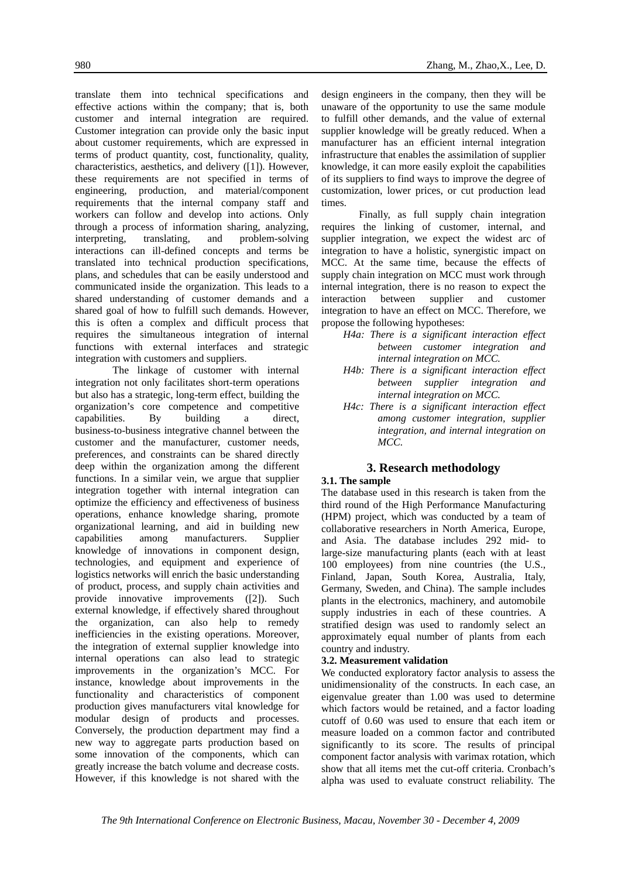translate them into technical specifications and effective actions within the company; that is, both customer and internal integration are required. Customer integration can provide only the basic input about customer requirements, which are expressed in terms of product quantity, cost, functionality, quality, characteristics, aesthetics, and delivery ([1]). However, these requirements are not specified in terms of engineering, production, and material/component requirements that the internal company staff and workers can follow and develop into actions. Only through a process of information sharing, analyzing, interpreting, translating, and problem-solving interactions can ill-defined concepts and terms be translated into technical production specifications, plans, and schedules that can be easily understood and communicated inside the organization. This leads to a shared understanding of customer demands and a shared goal of how to fulfill such demands. However, this is often a complex and difficult process that requires the simultaneous integration of internal functions with external interfaces and strategic integration with customers and suppliers.

The linkage of customer with internal integration not only facilitates short-term operations but also has a strategic, long-term effect, building the organization's core competence and competitive capabilities. By building a direct, business-to-business integrative channel between the customer and the manufacturer, customer needs, preferences, and constraints can be shared directly deep within the organization among the different functions. In a similar vein, we argue that supplier integration together with internal integration can optimize the efficiency and effectiveness of business operations, enhance knowledge sharing, promote organizational learning, and aid in building new capabilities among manufacturers. Supplier knowledge of innovations in component design, technologies, and equipment and experience of logistics networks will enrich the basic understanding of product, process, and supply chain activities and provide innovative improvements ([2]). Such external knowledge, if effectively shared throughout the organization, can also help to remedy inefficiencies in the existing operations. Moreover, the integration of external supplier knowledge into internal operations can also lead to strategic improvements in the organization's MCC. For instance, knowledge about improvements in the functionality and characteristics of component production gives manufacturers vital knowledge for modular design of products and processes. Conversely, the production department may find a new way to aggregate parts production based on some innovation of the components, which can greatly increase the batch volume and decrease costs. However, if this knowledge is not shared with the design engineers in the company, then they will be unaware of the opportunity to use the same module to fulfill other demands, and the value of external supplier knowledge will be greatly reduced. When a manufacturer has an efficient internal integration infrastructure that enables the assimilation of supplier knowledge, it can more easily exploit the capabilities of its suppliers to find ways to improve the degree of customization, lower prices, or cut production lead times.

Finally, as full supply chain integration requires the linking of customer, internal, and supplier integration, we expect the widest arc of integration to have a holistic, synergistic impact on MCC. At the same time, because the effects of supply chain integration on MCC must work through internal integration, there is no reason to expect the interaction between supplier and customer integration to have an effect on MCC. Therefore, we propose the following hypotheses:

- *H4a: There is a significant interaction effect between customer integration and internal integration on MCC.*
- *H4b: There is a significant interaction effect between supplier integration and internal integration on MCC.*
- *H4c: There is a significant interaction effect among customer integration, supplier integration, and internal integration on MCC.*

## 3. Research methodology

### 3.1. The sample

The database used in this research is taken from the third round of the High Performance Manufacturing (HPM) project, which was conducted by a team of collaborative researchers in North America, Europe, and Asia. The database includes 292 mid- to large-size manufacturing plants (each with at least 100 employees) from nine countries (the U.S., Finland, Japan, South Korea, Australia, Italy, Germany, Sweden, and China). The sample includes plants in the electronics, machinery, and automobile supply industries in each of these countries. A stratified design was used to randomly select an approximately equal number of plants from each country and industry.

### 3.2. Measurement validation

We conducted exploratory factor analysis to assess the unidimensionality of the constructs. In each case, an eigenvalue greater than 1.00 was used to determine which factors would be retained, and a factor loading cutoff of 0.60 was used to ensure that each item or measure loaded on a common factor and contributed significantly to its score. The results of principal component factor analysis with varimax rotation, which show that all items met the cut-off criteria. Cronbach's alpha was used to evaluate construct reliability. The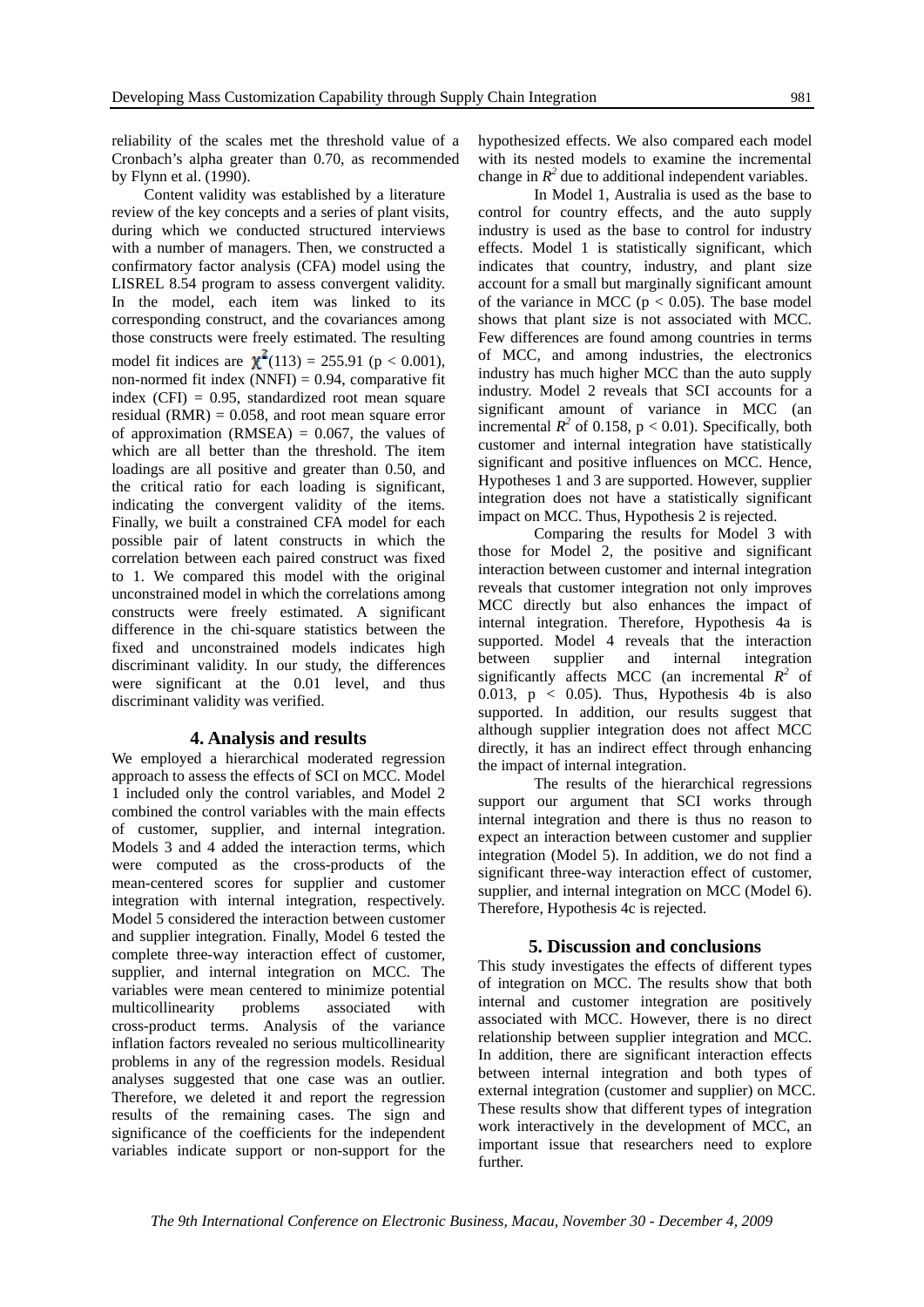reliability of the scales met the threshold value of a Cronbach's alpha greater than 0.70, as recommended by Flynn et al. (1990).

Content validity was established by a literature review of the key concepts and a series of plant visits, during which we conducted structured interviews with a number of managers. Then, we constructed a confirmatory factor analysis (CFA) model using the LISREL 8.54 program to assess convergent validity. In the model, each item was linked to its corresponding construct, and the covariances among those constructs were freely estimated. The resulting model fit indices are $\chi^2(113) = 255.91$ ($p < 0.001$), non-normed fit index (NNFI) = 0.94, comparative fit index (CFI) = 0.95, standardized root mean square residual (RMR) = 0.058, and root mean square error of approximation (RMSEA) = 0.067, the values of which are all better than the threshold. The item loadings are all positive and greater than 0.50, and the critical ratio for each loading is significant, indicating the convergent validity of the items. Finally, we built a constrained CFA model for each possible pair of latent constructs in which the correlation between each paired construct was fixed to 1. We compared this model with the original unconstrained model in which the correlations among constructs were freely estimated. A significant difference in the chi-square statistics between the fixed and unconstrained models indicates high discriminant validity. In our study, the differences were significant at the 0.01 level, and thus discriminant validity was verified.

## 4. Analysis and results

We employed a hierarchical moderated regression approach to assess the effects of SCI on MCC. Model 1 included only the control variables, and Model 2 combined the control variables with the main effects of customer, supplier, and internal integration. Models 3 and 4 added the interaction terms, which were computed as the cross-products of the mean-centered scores for supplier and customer integration with internal integration, respectively. Model 5 considered the interaction between customer and supplier integration. Finally, Model 6 tested the complete three-way interaction effect of customer, supplier, and internal integration on MCC. The variables were mean centered to minimize potential multicollinearity problems associated with cross-product terms. Analysis of the variance inflation factors revealed no serious multicollinearity problems in any of the regression models. Residual analyses suggested that one case was an outlier. Therefore, we deleted it and report the regression results of the remaining cases. The sign and significance of the coefficients for the independent variables indicate support or non-support for the hypothesized effects. We also compared each model with its nested models to examine the incremental change in $R^2$ due to additional independent variables.

In Model 1, Australia is used as the base to control for country effects, and the auto supply industry is used as the base to control for industry effects. Model 1 is statistically significant, which indicates that country, industry, and plant size account for a small but marginally significant amount of the variance in MCC ($p < 0.05$). The base model shows that plant size is not associated with MCC. Few differences are found among countries in terms of MCC, and among industries, the electronics industry has much higher MCC than the auto supply industry. Model 2 reveals that SCI accounts for a significant amount of variance in MCC (an incremental $R^2$ of 0.158, $p < 0.01$). Specifically, both customer and internal integration have statistically significant and positive influences on MCC. Hence, Hypotheses 1 and 3 are supported. However, supplier integration does not have a statistically significant impact on MCC. Thus, Hypothesis 2 is rejected.

Comparing the results for Model 3 with those for Model 2, the positive and significant interaction between customer and internal integration reveals that customer integration not only improves MCC directly but also enhances the impact of internal integration. Therefore, Hypothesis 4a is supported. Model 4 reveals that the interaction between supplier and internal integration significantly affects MCC (an incremental $R^2$ of 0.013, $p < 0.05$). Thus, Hypothesis 4b is also supported. In addition, our results suggest that although supplier integration does not affect MCC directly, it has an indirect effect through enhancing the impact of internal integration.

The results of the hierarchical regressions support our argument that SCI works through internal integration and there is thus no reason to expect an interaction between customer and supplier integration (Model 5). In addition, we do not find a significant three-way interaction effect of customer, supplier, and internal integration on MCC (Model 6). Therefore, Hypothesis 4c is rejected.

## 5. Discussion and conclusions

This study investigates the effects of different types of integration on MCC. The results show that both internal and customer integration are positively associated with MCC. However, there is no direct relationship between supplier integration and MCC. In addition, there are significant interaction effects between internal integration and both types of external integration (customer and supplier) on MCC. These results show that different types of integration work interactively in the development of MCC, an important issue that researchers need to explore further.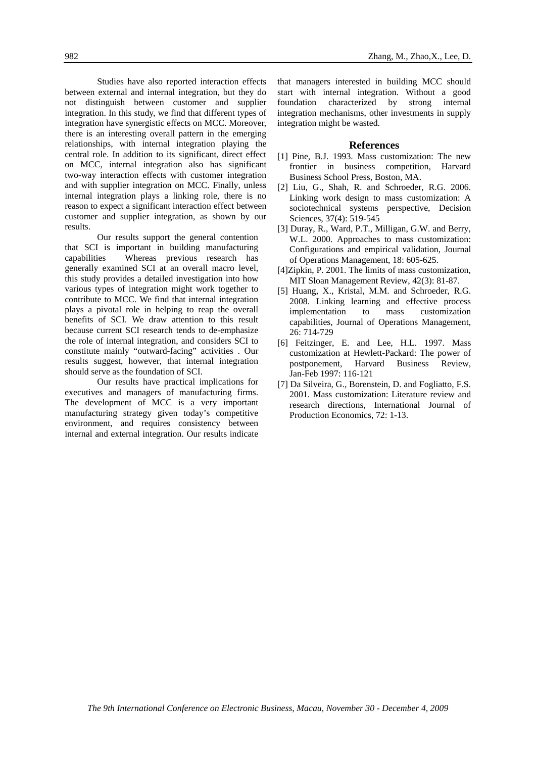Studies have also reported interaction effects between external and internal integration, but they do not distinguish between customer and supplier integration. In this study, we find that different types of integration have synergistic effects on MCC. Moreover, there is an interesting overall pattern in the emerging relationships, with internal integration playing the central role. In addition to its significant, direct effect on MCC, internal integration also has significant two-way interaction effects with customer integration and with supplier integration on MCC. Finally, unless internal integration plays a linking role, there is no reason to expect a significant interaction effect between customer and supplier integration, as shown by our results.

Our results support the general contention that SCI is important in building manufacturing capabilities Whereas previous research has generally examined SCI at an overall macro level, this study provides a detailed investigation into how various types of integration might work together to contribute to MCC. We find that internal integration plays a pivotal role in helping to reap the overall benefits of SCI. We draw attention to this result because current SCI research tends to de-emphasize the role of internal integration, and considers SCI to constitute mainly "outward-facing" activities . Our results suggest, however, that internal integration should serve as the foundation of SCI.

Our results have practical implications for executives and managers of manufacturing firms. The development of MCC is a very important manufacturing strategy given today's competitive environment, and requires consistency between internal and external integration. Our results indicate that managers interested in building MCC should start with internal integration. Without a good foundation characterized by strong internal integration mechanisms, other investments in supply integration might be wasted.

## References

[1] Pine, B.J. 1993. Mass customization: The new frontier in business competition, Harvard Business School Press, Boston, MA.

[2] Liu, G., Shah, R. and Schroeder, R.G. 2006. Linking work design to mass customization: A sociotechnical systems perspective, Decision Sciences, 37(4): 519-545

[3] Duray, R., Ward, P.T., Milligan, G.W. and Berry, W.L. 2000. Approaches to mass customization: Configurations and empirical validation, Journal of Operations Management, 18: 605-625.

[4]Zipkin, P. 2001. The limits of mass customization, MIT Sloan Management Review, 42(3): 81-87.

[5] Huang, X., Kristal, M.M. and Schroeder, R.G. 2008. Linking learning and effective process implementation to mass customization capabilities, Journal of Operations Management, 26: 714-729

[6] Feitzinger, E. and Lee, H.L. 1997. Mass customization at Hewlett-Packard: The power of postponement, Harvard Business Review, Jan-Feb 1997: 116-121

[7] Da Silveira, G., Borenstein, D. and Fogliatto, F.S. 2001. Mass customization: Literature review and research directions, International Journal of Production Economics, 72: 1-13.